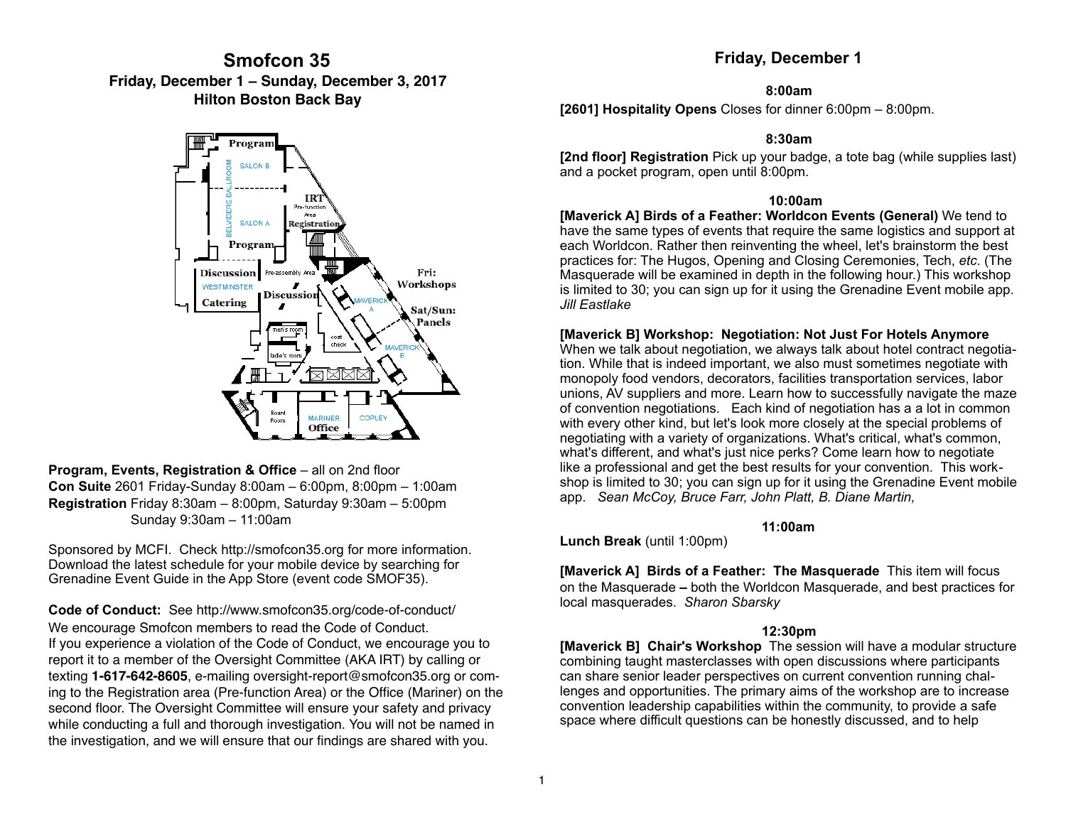# Smofcon 35

**Friday, December 1 – Sunday, December 3, 2017**
**Hilton Boston Back Bay**

**Program, Events, Registration & Office** – all on 2nd floor
**Con Suite** 2601 Friday-Sunday 8:00am – 6:00pm, 8:00pm – 1:00am
**Registration** Friday 8:30am – 8:00pm, Saturday 9:30am – 5:00pm
Sunday 9:30am – 11:00am

Sponsored by MCFI. Check http://smofcon35.org for more information. Download the latest schedule for your mobile device by searching for Grenadine Event Guide in the App Store (event code SMOF35).

**Code of Conduct:** See http://www.smofcon35.org/code-of-conduct/
We encourage Smofcon members to read the Code of Conduct.
If you experience a violation of the Code of Conduct, we encourage you to report it to a member of the Oversight Committee (AKA IRT) by calling or texting **1-617-642-8605**, e-mailing oversight-report@smofcon35.org or coming to the Registration area (Pre-function Area) or the Office (Mariner) on the second floor. The Oversight Committee will ensure your safety and privacy while conducting a full and thorough investigation. You will not be named in the investigation, and we will ensure that our findings are shared with you.

## Friday, December 1

**8:00am**

**[2601] Hospitality Opens** Closes for dinner 6:00pm – 8:00pm.

**8:30am**

**[2nd floor] Registration** Pick up your badge, a tote bag (while supplies last) and a pocket program, open until 8:00pm.

**10:00am**

**[Maverick A] Birds of a Feather: Worldcon Events (General)** We tend to have the same types of events that require the same logistics and support at each Worldcon. Rather then reinventing the wheel, let's brainstorm the best practices for: The Hugos, Opening and Closing Ceremonies, Tech, *etc*. (The Masquerade will be examined in depth in the following hour.) This workshop is limited to 30; you can sign up for it using the Grenadine Event mobile app. *Jill Eastlake*

**[Maverick B] Workshop: Negotiation: Not Just For Hotels Anymore** When we talk about negotiation, we always talk about hotel contract negotiation. While that is indeed important, we also must sometimes negotiate with monopoly food vendors, decorators, facilities transportation services, labor unions, AV suppliers and more. Learn how to successfully navigate the maze of convention negotiations. Each kind of negotiation has a a lot in common with every other kind, but let's look more closely at the special problems of negotiating with a variety of organizations. What's critical, what's common, what's different, and what's just nice perks? Come learn how to negotiate like a professional and get the best results for your convention. This workshop is limited to 30; you can sign up for it using the Grenadine Event mobile app. *Sean McCoy, Bruce Farr, John Platt, B. Diane Martin,*

**11:00am**

**Lunch Break** (until 1:00pm)

**[Maverick A] Birds of a Feather: The Masquerade** This item will focus on the Masquerade – both the Worldcon Masquerade, and best practices for local masquerades. *Sharon Sbarsky*

**12:30pm**

**[Maverick B] Chair's Workshop** The session will have a modular structure combining taught masterclasses with open discussions where participants can share senior leader perspectives on current convention running challenges and opportunities. The primary aims of the workshop are to increase convention leadership capabilities within the community, to provide a safe space where difficult questions can be honestly discussed, and to help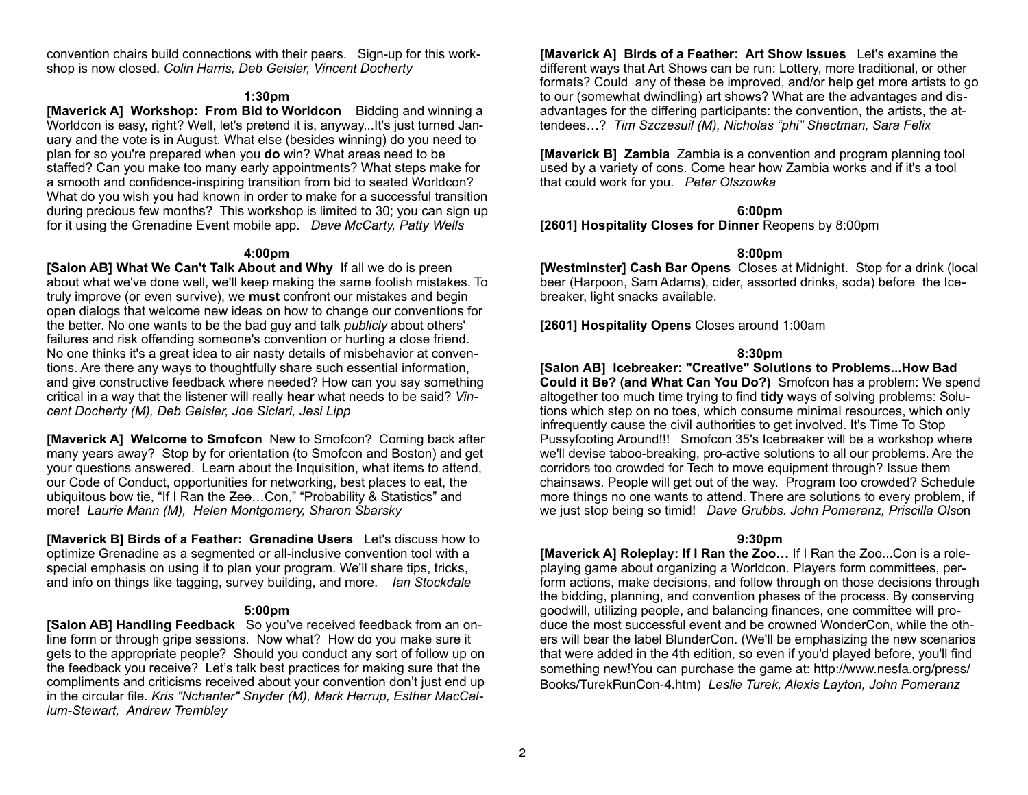convention chairs build connections with their peers. Sign-up for this workshop is now closed. *Colin Harris, Deb Geisler, Vincent Docherty*

### 1:30pm

**[Maverick A] Workshop: From Bid to Worldcon** Bidding and winning a Worldcon is easy, right? Well, let's pretend it is, anyway...It's just turned January and the vote is in August. What else (besides winning) do you need to plan for so you're prepared when you **do** win? What areas need to be staffed? Can you make too many early appointments? What steps make for a smooth and confidence-inspiring transition from bid to seated Worldcon? What do you wish you had known in order to make for a successful transition during precious few months? This workshop is limited to 30; you can sign up for it using the Grenadine Event mobile app. *Dave McCarty, Patty Wells*

### 4:00pm

**[Salon AB] What We Can't Talk About and Why** If all we do is preen about what we've done well, we'll keep making the same foolish mistakes. To truly improve (or even survive), we **must** confront our mistakes and begin open dialogs that welcome new ideas on how to change our conventions for the better. No one wants to be the bad guy and talk *publicly* about others' failures and risk offending someone's convention or hurting a close friend. No one thinks it's a great idea to air nasty details of misbehavior at conventions. Are there any ways to thoughtfully share such essential information, and give constructive feedback where needed? How can you say something critical in a way that the listener will really **hear** what needs to be said? *Vincent Docherty (M), Deb Geisler, Joe Siclari, Jesi Lipp*

**[Maverick A] Welcome to Smofcon** New to Smofcon? Coming back after many years away? Stop by for orientation (to Smofcon and Boston) and get your questions answered. Learn about the Inquisition, what items to attend, our Code of Conduct, opportunities for networking, best places to eat, the ubiquitous bow tie, "If I Ran the ~~Zoo~~…Con," "Probability & Statistics" and more! *Laurie Mann (M), Helen Montgomery, Sharon Sbarsky*

**[Maverick B] Birds of a Feather: Grenadine Users** Let's discuss how to optimize Grenadine as a segmented or all-inclusive convention tool with a special emphasis on using it to plan your program. We'll share tips, tricks, and info on things like tagging, survey building, and more. *Ian Stockdale*

### 5:00pm

**[Salon AB] Handling Feedback** So you've received feedback from an online form or through gripe sessions. Now what? How do you make sure it gets to the appropriate people? Should you conduct any sort of follow up on the feedback you receive? Let's talk best practices for making sure that the compliments and criticisms received about your convention don't just end up in the circular file. *Kris "Nchanter" Snyder (M), Mark Herrup, Esther MacCallum-Stewart, Andrew Trembley*

**[Maverick A] Birds of a Feather: Art Show Issues** Let's examine the different ways that Art Shows can be run: Lottery, more traditional, or other formats? Could any of these be improved, and/or help get more artists to go to our (somewhat dwindling) art shows? What are the advantages and disadvantages for the differing participants: the convention, the artists, the attendees…? *Tim Szczesuil (M), Nicholas "phi" Shectman, Sara Felix*

**[Maverick B] Zambia** Zambia is a convention and program planning tool used by a variety of cons. Come hear how Zambia works and if it's a tool that could work for you. *Peter Olszowka*

### 6:00pm

**[2601] Hospitality Closes for Dinner** Reopens by 8:00pm

### 8:00pm

**[Westminster] Cash Bar Opens** Closes at Midnight. Stop for a drink (local beer (Harpoon, Sam Adams), cider, assorted drinks, soda) before the Icebreaker, light snacks available.

**[2601] Hospitality Opens** Closes around 1:00am

### 8:30pm

**[Salon AB] Icebreaker: "Creative" Solutions to Problems...How Bad Could it Be? (and What Can You Do?)** Smofcon has a problem: We spend altogether too much time trying to find **tidy** ways of solving problems: Solutions which step on no toes, which consume minimal resources, which only infrequently cause the civil authorities to get involved. It's Time To Stop Pussyfooting Around!!! Smofcon 35's Icebreaker will be a workshop where we'll devise taboo-breaking, pro-active solutions to all our problems. Are the corridors too crowded for Tech to move equipment through? Issue them chainsaws. People will get out of the way. Program too crowded? Schedule more things no one wants to attend. There are solutions to every problem, if we just stop being so timid! *Dave Grubbs. John Pomeranz, Priscilla Olson*

### 9:30pm

**[Maverick A] Roleplay: If I Ran the Zoo…** If I Ran the ~~Zoo~~...Con is a roleplaying game about organizing a Worldcon. Players form committees, perform actions, make decisions, and follow through on those decisions through the bidding, planning, and convention phases of the process. By conserving goodwill, utilizing people, and balancing finances, one committee will produce the most successful event and be crowned WonderCon, while the others will bear the label BlunderCon. (We'll be emphasizing the new scenarios that were added in the 4th edition, so even if you'd played before, you'll find something new!You can purchase the game at: http://www.nesfa.org/press/Books/TurekRunCon-4.htm) *Leslie Turek, Alexis Layton, John Pomeranz*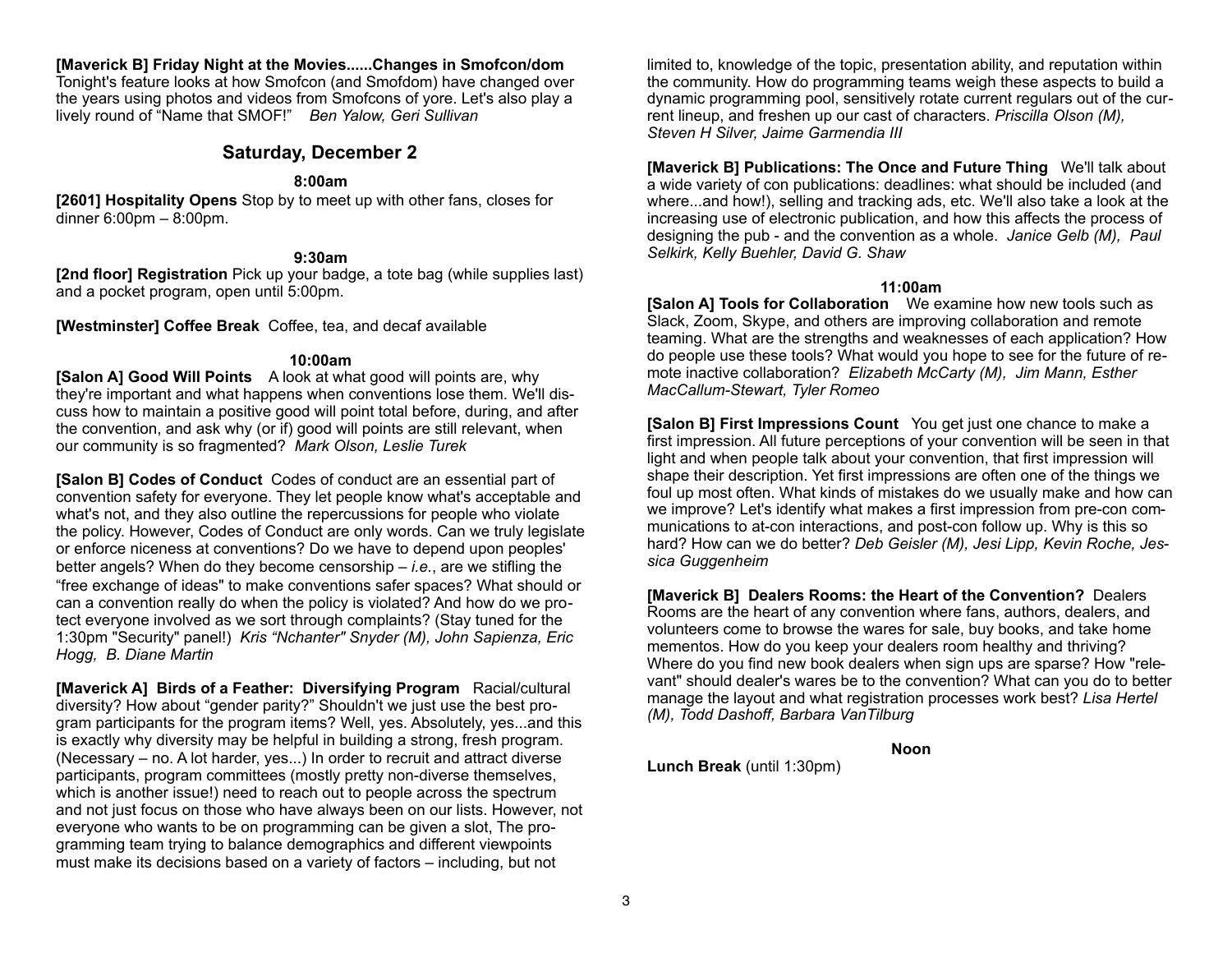**[Maverick B] Friday Night at the Movies......Changes in Smofcon/dom** Tonight's feature looks at how Smofcon (and Smofdom) have changed over the years using photos and videos from Smofcons of yore. Let's also play a lively round of "Name that SMOF!" *Ben Yalow, Geri Sullivan*

## Saturday, December 2

**8:00am**

**[2601] Hospitality Opens** Stop by to meet up with other fans, closes for dinner 6:00pm – 8:00pm.

**9:30am**

**[2nd floor] Registration** Pick up your badge, a tote bag (while supplies last) and a pocket program, open until 5:00pm.

**[Westminster] Coffee Break** Coffee, tea, and decaf available

**10:00am**

**[Salon A] Good Will Points** A look at what good will points are, why they're important and what happens when conventions lose them. We'll discuss how to maintain a positive good will point total before, during, and after the convention, and ask why (or if) good will points are still relevant, when our community is so fragmented? *Mark Olson, Leslie Turek*

**[Salon B] Codes of Conduct** Codes of conduct are an essential part of convention safety for everyone. They let people know what's acceptable and what's not, and they also outline the repercussions for people who violate the policy. However, Codes of Conduct are only words. Can we truly legislate or enforce niceness at conventions? Do we have to depend upon peoples' better angels? When do they become censorship – *i.e.*, are we stifling the "free exchange of ideas" to make conventions safer spaces? What should or can a convention really do when the policy is violated? And how do we protect everyone involved as we sort through complaints? (Stay tuned for the 1:30pm "Security" panel!) *Kris "Nchanter" Snyder (M), John Sapienza, Eric Hogg, B. Diane Martin*

**[Maverick A] Birds of a Feather: Diversifying Program** Racial/cultural diversity? How about "gender parity?" Shouldn't we just use the best program participants for the program items? Well, yes. Absolutely, yes...and this is exactly why diversity may be helpful in building a strong, fresh program. (Necessary – no. A lot harder, yes...) In order to recruit and attract diverse participants, program committees (mostly pretty non-diverse themselves, which is another issue!) need to reach out to people across the spectrum and not just focus on those who have always been on our lists. However, not everyone who wants to be on programming can be given a slot, The programming team trying to balance demographics and different viewpoints must make its decisions based on a variety of factors – including, but not limited to, knowledge of the topic, presentation ability, and reputation within the community. How do programming teams weigh these aspects to build a dynamic programming pool, sensitively rotate current regulars out of the current lineup, and freshen up our cast of characters. *Priscilla Olson (M), Steven H Silver, Jaime Garmendia III*

**[Maverick B] Publications: The Once and Future Thing** We'll talk about a wide variety of con publications: deadlines: what should be included (and where...and how!), selling and tracking ads, etc. We'll also take a look at the increasing use of electronic publication, and how this affects the process of designing the pub - and the convention as a whole. *Janice Gelb (M), Paul Selkirk, Kelly Buehler, David G. Shaw*

**11:00am**

**[Salon A] Tools for Collaboration** We examine how new tools such as Slack, Zoom, Skype, and others are improving collaboration and remote teaming. What are the strengths and weaknesses of each application? How do people use these tools? What would you hope to see for the future of remote inactive collaboration? *Elizabeth McCarty (M), Jim Mann, Esther MacCallum-Stewart, Tyler Romeo*

**[Salon B] First Impressions Count** You get just one chance to make a first impression. All future perceptions of your convention will be seen in that light and when people talk about your convention, that first impression will shape their description. Yet first impressions are often one of the things we foul up most often. What kinds of mistakes do we usually make and how can we improve? Let's identify what makes a first impression from pre-con communications to at-con interactions, and post-con follow up. Why is this so hard? How can we do better? *Deb Geisler (M), Jesi Lipp, Kevin Roche, Jessica Guggenheim*

**[Maverick B] Dealers Rooms: the Heart of the Convention?** Dealers Rooms are the heart of any convention where fans, authors, dealers, and volunteers come to browse the wares for sale, buy books, and take home mementos. How do you keep your dealers room healthy and thriving? Where do you find new book dealers when sign ups are sparse? How "relevant" should dealer's wares be to the convention? What can you do to better manage the layout and what registration processes work best? *Lisa Hertel (M), Todd Dashoff, Barbara VanTilburg*

**Noon**

**Lunch Break** (until 1:30pm)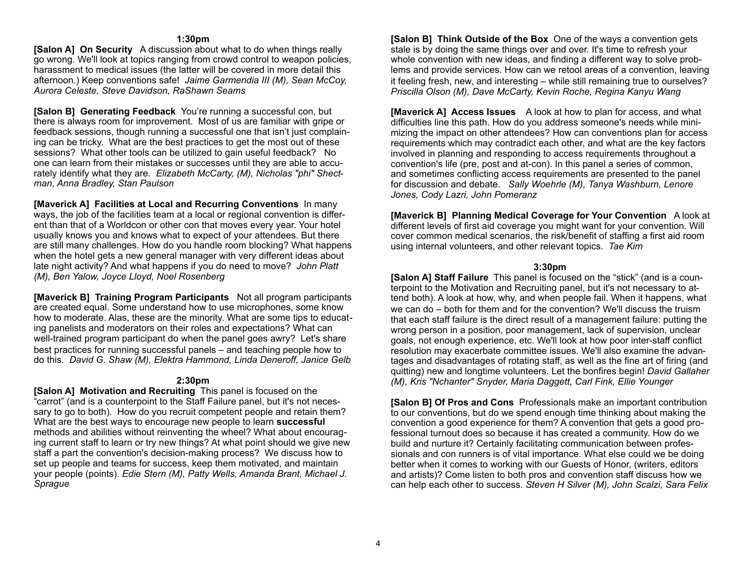### 1:30pm

**[Salon A] On Security** A discussion about what to do when things really go wrong. We'll look at topics ranging from crowd control to weapon policies, harassment to medical issues (the latter will be covered in more detail this afternoon.) Keep conventions safe! *Jaime Garmendia III (M), Sean McCoy, Aurora Celeste, Steve Davidson, RaShawn Seams*

**[Salon B] Generating Feedback** You're running a successful con, but there is always room for improvement. Most of us are familiar with gripe or feedback sessions, though running a successful one that isn't just complaining can be tricky. What are the best practices to get the most out of these sessions? What other tools can be utilized to gain useful feedback? No one can learn from their mistakes or successes until they are able to accurately identify what they are. *Elizabeth McCarty, (M), Nicholas "phi" Shectman, Anna Bradley, Stan Paulson*

**[Maverick A] Facilities at Local and Recurring Conventions** In many ways, the job of the facilities team at a local or regional convention is different than that of a Worldcon or other con that moves every year. Your hotel usually knows you and knows what to expect of your attendees. But there are still many challenges. How do you handle room blocking? What happens when the hotel gets a new general manager with very different ideas about late night activity? And what happens if you do need to move? *John Platt (M), Ben Yalow, Joyce Lloyd, Noel Rosenberg*

**[Maverick B] Training Program Participants** Not all program participants are created equal. Some understand how to use microphones, some know how to moderate. Alas, these are the minority. What are some tips to educating panelists and moderators on their roles and expectations? What can well-trained program participant do when the panel goes awry? Let's share best practices for running successful panels – and teaching people how to do this. *David G. Shaw (M), Elektra Hammond, Linda Deneroff, Janice Gelb*

### 2:30pm

**[Salon A] Motivation and Recruiting** This panel is focused on the "carrot" (and is a counterpoint to the Staff Failure panel, but it's not necessary to go to both). How do you recruit competent people and retain them? What are the best ways to encourage new people to learn **successful** methods and abilities without reinventing the wheel? What about encouraging current staff to learn or try new things? At what point should we give new staff a part the convention's decision-making process? We discuss how to set up people and teams for success, keep them motivated, and maintain your people (points). *Edie Stern (M), Patty Wells, Amanda Brant, Michael J. Sprague*

**[Salon B] Think Outside of the Box** One of the ways a convention gets stale is by doing the same things over and over. It's time to refresh your whole convention with new ideas, and finding a different way to solve problems and provide services. How can we retool areas of a convention, leaving it feeling fresh, new, and interesting – while still remaining true to ourselves? *Priscilla Olson (M), Dave McCarty, Kevin Roche, Regina Kanyu Wang*

**[Maverick A] Access Issues** A look at how to plan for access, and what difficulties line this path. How do you address someone's needs while minimizing the impact on other attendees? How can conventions plan for access requirements which may contradict each other, and what are the key factors involved in planning and responding to access requirements throughout a convention's life (pre, post and at-con). In this panel a series of common, and sometimes conflicting access requirements are presented to the panel for discussion and debate. *Sally Woehrle (M), Tanya Washburn, Lenore Jones, Cody Lazri, John Pomeranz*

**[Maverick B] Planning Medical Coverage for Your Convention** A look at different levels of first aid coverage you might want for your convention. Will cover common medical scenarios, the risk/benefit of staffing a first aid room using internal volunteers, and other relevant topics. *Tae Kim*

### 3:30pm

**[Salon A] Staff Failure** This panel is focused on the "stick" (and is a counterpoint to the Motivation and Recruiting panel, but it's not necessary to attend both). A look at how, why, and when people fail. When it happens, what we can do – both for them and for the convention? We'll discuss the truism that each staff failure is the direct result of a management failure: putting the wrong person in a position, poor management, lack of supervision, unclear goals, not enough experience, etc. We'll look at how poor inter-staff conflict resolution may exacerbate committee issues. We'll also examine the advantages and disadvantages of rotating staff, as well as the fine art of firing (and quitting) new and longtime volunteers. Let the bonfires begin! *David Gallaher (M), Kris "Nchanter" Snyder, Maria Daggett, Carl Fink, Ellie Younger*

**[Salon B] Of Pros and Cons** Professionals make an important contribution to our conventions, but do we spend enough time thinking about making the convention a good experience for them? A convention that gets a good professional turnout does so because it has created a community. How do we build and nurture it? Certainly facilitating communication between professionals and con runners is of vital importance. What else could we be doing better when it comes to working with our Guests of Honor, (writers, editors and artists)? Come listen to both pros and convention staff discuss how we can help each other to success. *Steven H Silver (M), John Scalzi, Sara Felix*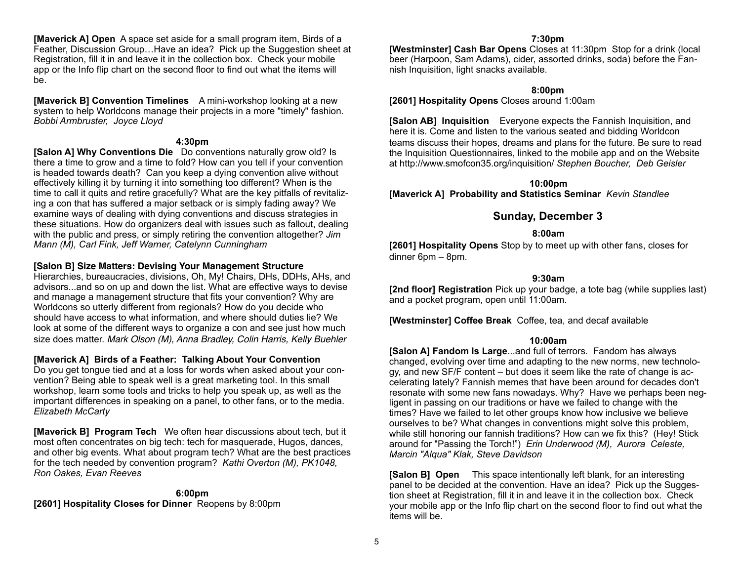**[Maverick A] Open** A space set aside for a small program item, Birds of a Feather, Discussion Group…Have an idea? Pick up the Suggestion sheet at Registration, fill it in and leave it in the collection box. Check your mobile app or the Info flip chart on the second floor to find out what the items will be.

**[Maverick B] Convention Timelines** A mini-workshop looking at a new system to help Worldcons manage their projects in a more "timely" fashion. *Bobbi Armbruster, Joyce Lloyd*

**4:30pm**

**[Salon A] Why Conventions Die** Do conventions naturally grow old? Is there a time to grow and a time to fold? How can you tell if your convention is headed towards death? Can you keep a dying convention alive without effectively killing it by turning it into something too different? When is the time to call it quits and retire gracefully? What are the key pitfalls of revitalizing a con that has suffered a major setback or is simply fading away? We examine ways of dealing with dying conventions and discuss strategies in these situations. How do organizers deal with issues such as fallout, dealing with the public and press, or simply retiring the convention altogether? *Jim Mann (M), Carl Fink, Jeff Warner, Catelynn Cunningham*

**[Salon B] Size Matters: Devising Your Management Structure**
Hierarchies, bureaucracies, divisions, Oh, My! Chairs, DHs, DDHs, AHs, and advisors...and so on up and down the list. What are effective ways to devise and manage a management structure that fits your convention? Why are Worldcons so utterly different from regionals? How do you decide who should have access to what information, and where should duties lie? We look at some of the different ways to organize a con and see just how much size does matter. *Mark Olson (M), Anna Bradley, Colin Harris, Kelly Buehler*

**[Maverick A] Birds of a Feather: Talking About Your Convention**
Do you get tongue tied and at a loss for words when asked about your convention? Being able to speak well is a great marketing tool. In this small workshop, learn some tools and tricks to help you speak up, as well as the important differences in speaking on a panel, to other fans, or to the media. *Elizabeth McCarty*

**[Maverick B] Program Tech** We often hear discussions about tech, but it most often concentrates on big tech: tech for masquerade, Hugos, dances, and other big events. What about program tech? What are the best practices for the tech needed by convention program? *Kathi Overton (M), PK1048, Ron Oakes, Evan Reeves*

**6:00pm**

**[2601] Hospitality Closes for Dinner** Reopens by 8:00pm

**7:30pm**

**[Westminster] Cash Bar Opens** Closes at 11:30pm Stop for a drink (local beer (Harpoon, Sam Adams), cider, assorted drinks, soda) before the Fannish Inquisition, light snacks available.

**8:00pm**

**[2601] Hospitality Opens** Closes around 1:00am

**[Salon AB] Inquisition** Everyone expects the Fannish Inquisition, and here it is. Come and listen to the various seated and bidding Worldcon teams discuss their hopes, dreams and plans for the future. Be sure to read the Inquisition Questionnaires, linked to the mobile app and on the Website at http://www.smofcon35.org/inquisition/ *Stephen Boucher, Deb Geisler*

**10:00pm**

**[Maverick A] Probability and Statistics Seminar** *Kevin Standlee*

## Sunday, December 3

**8:00am**

**[2601] Hospitality Opens** Stop by to meet up with other fans, closes for dinner 6pm – 8pm.

**9:30am**

**[2nd floor] Registration** Pick up your badge, a tote bag (while supplies last) and a pocket program, open until 11:00am.

**[Westminster] Coffee Break** Coffee, tea, and decaf available

**10:00am**

**[Salon A] Fandom Is Large**...and full of terrors. Fandom has always changed, evolving over time and adapting to the new norms, new technology, and new SF/F content – but does it seem like the rate of change is accelerating lately? Fannish memes that have been around for decades don't resonate with some new fans nowadays. Why? Have we perhaps been negligent in passing on our traditions or have we failed to change with the times? Have we failed to let other groups know how inclusive we believe ourselves to be? What changes in conventions might solve this problem, while still honoring our fannish traditions? How can we fix this? (Hey! Stick around for "Passing the Torch!") *Erin Underwood (M), Aurora Celeste, Marcin "Alqua" Klak, Steve Davidson*

**[Salon B] Open** This space intentionally left blank, for an interesting panel to be decided at the convention. Have an idea? Pick up the Suggestion sheet at Registration, fill it in and leave it in the collection box. Check your mobile app or the Info flip chart on the second floor to find out what the items will be.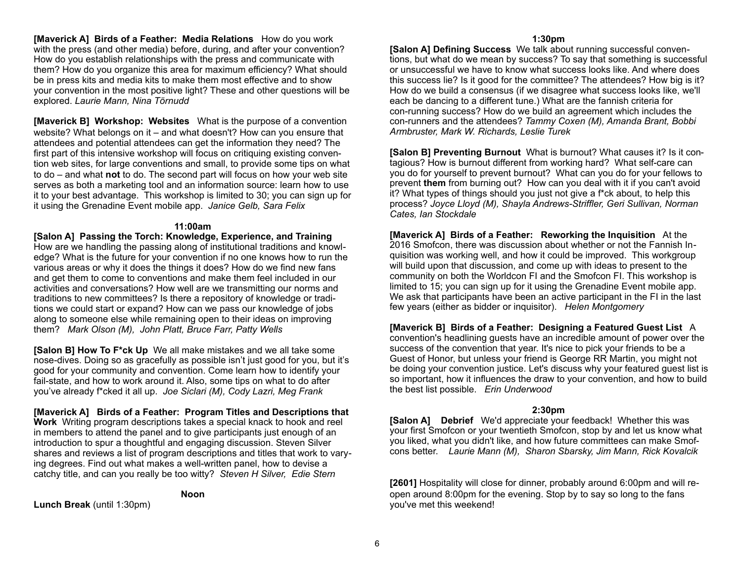**[Maverick A] Birds of a Feather: Media Relations** How do you work with the press (and other media) before, during, and after your convention? How do you establish relationships with the press and communicate with them? How do you organize this area for maximum efficiency? What should be in press kits and media kits to make them most effective and to show your convention in the most positive light? These and other questions will be explored. *Laurie Mann, Nina Törnudd*

**[Maverick B] Workshop: Websites** What is the purpose of a convention website? What belongs on it – and what doesn't? How can you ensure that attendees and potential attendees can get the information they need? The first part of this intensive workshop will focus on critiquing existing convention web sites, for large conventions and small, to provide some tips on what to do – and what **not** to do. The second part will focus on how your web site serves as both a marketing tool and an information source: learn how to use it to your best advantage. This workshop is limited to 30; you can sign up for it using the Grenadine Event mobile app. *Janice Gelb, Sara Felix*

### 11:00am

**[Salon A] Passing the Torch: Knowledge, Experience, and Training** How are we handling the passing along of institutional traditions and knowledge? What is the future for your convention if no one knows how to run the various areas or why it does the things it does? How do we find new fans and get them to come to conventions and make them feel included in our activities and conversations? How well are we transmitting our norms and traditions to new committees? Is there a repository of knowledge or traditions we could start or expand? How can we pass our knowledge of jobs along to someone else while remaining open to their ideas on improving them? *Mark Olson (M), John Platt, Bruce Farr, Patty Wells*

**[Salon B] How To F*ck Up** We all make mistakes and we all take some nose-dives. Doing so as gracefully as possible isn't just good for you, but it's good for your community and convention. Come learn how to identify your fail-state, and how to work around it. Also, some tips on what to do after you've already f*cked it all up. *Joe Siclari (M), Cody Lazri, Meg Frank*

**[Maverick A] Birds of a Feather: Program Titles and Descriptions that Work** Writing program descriptions takes a special knack to hook and reel in members to attend the panel and to give participants just enough of an introduction to spur a thoughtful and engaging discussion. Steven Silver shares and reviews a list of program descriptions and titles that work to varying degrees. Find out what makes a well-written panel, how to devise a catchy title, and can you really be too witty? *Steven H Silver, Edie Stern*

### Noon

**Lunch Break** (until 1:30pm)

### 1:30pm

**[Salon A] Defining Success** We talk about running successful conventions, but what do we mean by success? To say that something is successful or unsuccessful we have to know what success looks like. And where does this success lie? Is it good for the committee? The attendees? How big is it? How do we build a consensus (if we disagree what success looks like, we'll each be dancing to a different tune.) What are the fannish criteria for con-running success? How do we build an agreement which includes the con-runners and the attendees? *Tammy Coxen (M), Amanda Brant, Bobbi Armbruster, Mark W. Richards, Leslie Turek*

**[Salon B] Preventing Burnout** What is burnout? What causes it? Is it contagious? How is burnout different from working hard? What self-care can you do for yourself to prevent burnout? What can you do for your fellows to prevent **them** from burning out? How can you deal with it if you can't avoid it? What types of things should you just not give a f*ck about, to help this process? *Joyce Lloyd (M), Shayla Andrews-Striffler, Geri Sullivan, Norman Cates, Ian Stockdale*

**[Maverick A] Birds of a Feather: Reworking the Inquisition** At the 2016 Smofcon, there was discussion about whether or not the Fannish Inquisition was working well, and how it could be improved. This workgroup will build upon that discussion, and come up with ideas to present to the community on both the Worldcon FI and the Smofcon FI. This workshop is limited to 15; you can sign up for it using the Grenadine Event mobile app. We ask that participants have been an active participant in the FI in the last few years (either as bidder or inquisitor). *Helen Montgomery*

**[Maverick B] Birds of a Feather: Designing a Featured Guest List** A convention's headlining guests have an incredible amount of power over the success of the convention that year. It's nice to pick your friends to be a Guest of Honor, but unless your friend is George RR Martin, you might not be doing your convention justice. Let's discuss why your featured guest list is so important, how it influences the draw to your convention, and how to build the best list possible. *Erin Underwood*

### 2:30pm

**[Salon A] Debrief** We'd appreciate your feedback! Whether this was your first Smofcon or your twentieth Smofcon, stop by and let us know what you liked, what you didn't like, and how future committees can make Smofcons better. *Laurie Mann (M), Sharon Sbarsky, Jim Mann, Rick Kovalcik*

**[2601]** Hospitality will close for dinner, probably around 6:00pm and will reopen around 8:00pm for the evening. Stop by to say so long to the fans you've met this weekend!